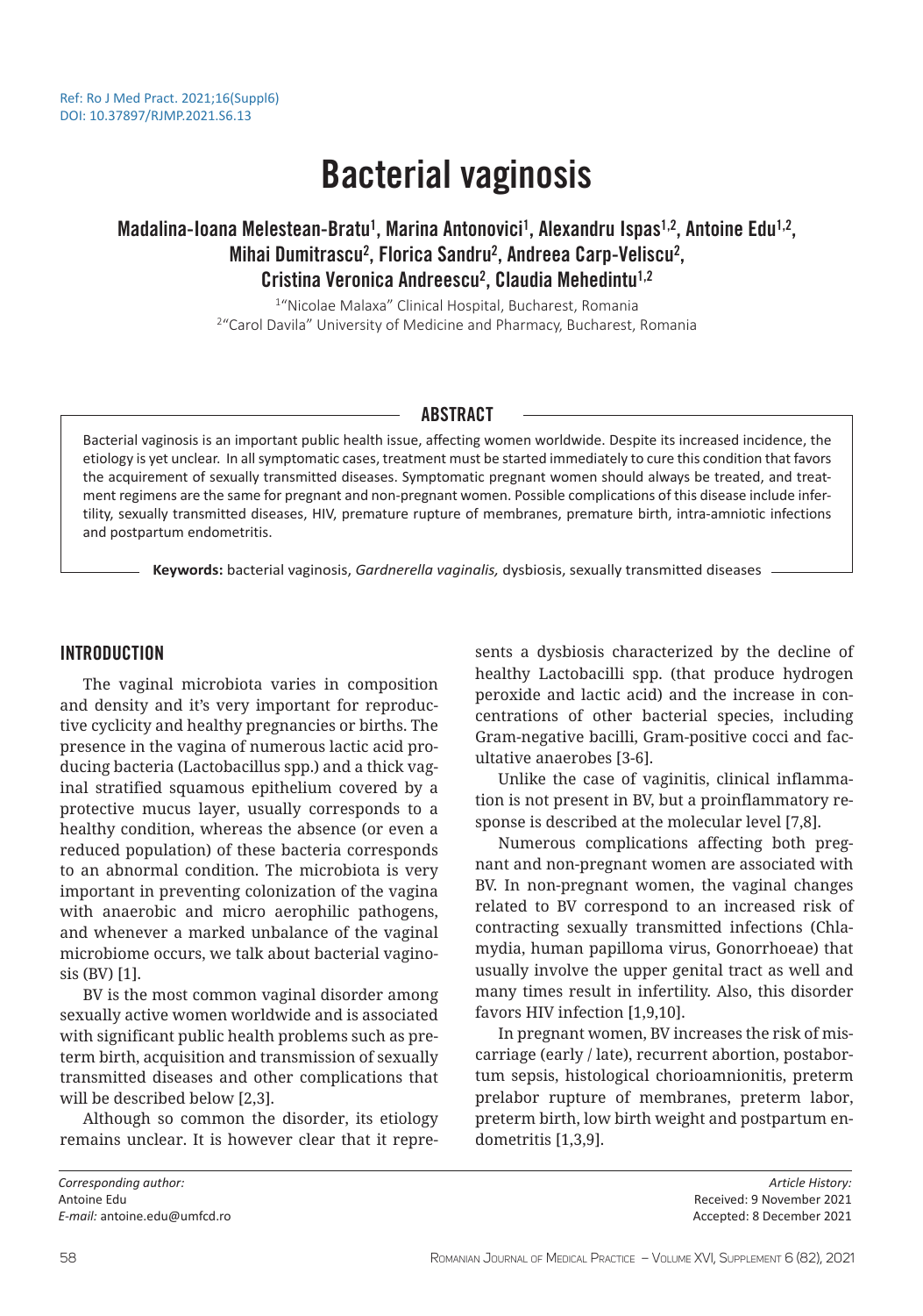Ref: Ro J Med Pract. 2021;16(Suppl6)
DOI: 10.37897/RJMP.2021.S6.13

# Bacterial vaginosis

**Madalina-Ioana Melestean-Bratu[1], Marina Antonovici[1], Alexandru Ispas[1,2], Antoine Edu[1,2], Mihai Dumitrascu[2], Florica Sandru[2], Andreea Carp-Veliscu[2], Cristina Veronica Andreescu[2], Claudia Mehedintu[1,2]**

[1]"Nicolae Malaxa" Clinical Hospital, Bucharest, Romania
[2]"Carol Davila" University of Medicine and Pharmacy, Bucharest, Romania

## ABSTRACT

Bacterial vaginosis is an important public health issue, affecting women worldwide. Despite its increased incidence, the etiology is yet unclear. In all symptomatic cases, treatment must be started immediately to cure this condition that favors the acquirement of sexually transmitted diseases. Symptomatic pregnant women should always be treated, and treatment regimens are the same for pregnant and non-pregnant women. Possible complications of this disease include infertility, sexually transmitted diseases, HIV, premature rupture of membranes, premature birth, intra-amniotic infections and postpartum endometritis.

**Keywords:** bacterial vaginosis, *Gardnerella vaginalis,* dysbiosis, sexually transmitted diseases

## INTRODUCTION

The vaginal microbiota varies in composition and density and it's very important for reproductive cyclicity and healthy pregnancies or births. The presence in the vagina of numerous lactic acid producing bacteria (Lactobacillus spp.) and a thick vaginal stratified squamous epithelium covered by a protective mucus layer, usually corresponds to a healthy condition, whereas the absence (or even a reduced population) of these bacteria corresponds to an abnormal condition. The microbiota is very important in preventing colonization of the vagina with anaerobic and micro aerophilic pathogens, and whenever a marked unbalance of the vaginal microbiome occurs, we talk about bacterial vaginosis (BV) [1].

BV is the most common vaginal disorder among sexually active women worldwide and is associated with significant public health problems such as preterm birth, acquisition and transmission of sexually transmitted diseases and other complications that will be described below [2,3].

Although so common the disorder, its etiology remains unclear. It is however clear that it represents a dysbiosis characterized by the decline of healthy Lactobacilli spp. (that produce hydrogen peroxide and lactic acid) and the increase in concentrations of other bacterial species, including Gram-negative bacilli, Gram-positive cocci and facultative anaerobes [3-6].

Unlike the case of vaginitis, clinical inflammation is not present in BV, but a proinflammatory response is described at the molecular level [7,8].

Numerous complications affecting both pregnant and non-pregnant women are associated with BV. In non-pregnant women, the vaginal changes related to BV correspond to an increased risk of contracting sexually transmitted infections (Chlamydia, human papilloma virus, Gonorrhoeae) that usually involve the upper genital tract as well and many times result in infertility. Also, this disorder favors HIV infection [1,9,10].

In pregnant women, BV increases the risk of miscarriage (early / late), recurrent abortion, postabortum sepsis, histological chorioamnionitis, preterm prelabor rupture of membranes, preterm labor, preterm birth, low birth weight and postpartum endometritis [1,3,9].

*Corresponding author:*
Antoine Edu
*E-mail:* antoine.edu@umfcd.ro

*Article History:*
Received: 9 November 2021
Accepted: 8 December 2021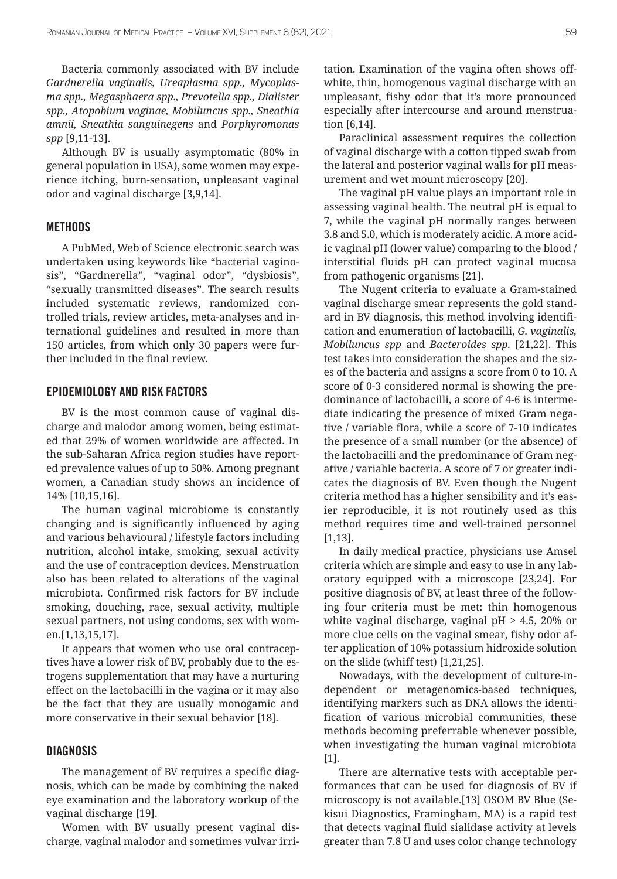Bacteria commonly associated with BV include *Gardnerella vaginalis, Ureaplasma spp., Mycoplasma spp., Megasphaera spp., Prevotella spp., Dialister spp., Atopobium vaginae, Mobiluncus spp., Sneathia amnii, Sneathia sanguinegens* and *Porphyromonas spp* [9,11-13].

Although BV is usually asymptomatic (80% in general population in USA), some women may experience itching, burn-sensation, unpleasant vaginal odor and vaginal discharge [3,9,14].

## METHODS

A PubMed, Web of Science electronic search was undertaken using keywords like "bacterial vaginosis", "Gardnerella", "vaginal odor", "dysbiosis", "sexually transmitted diseases". The search results included systematic reviews, randomized controlled trials, review articles, meta-analyses and international guidelines and resulted in more than 150 articles, from which only 30 papers were further included in the final review.

## EPIDEMIOLOGY AND RISK FACTORS

BV is the most common cause of vaginal discharge and malodor among women, being estimated that 29% of women worldwide are affected. In the sub-Saharan Africa region studies have reported prevalence values of up to 50%. Among pregnant women, a Canadian study shows an incidence of 14% [10,15,16].

The human vaginal microbiome is constantly changing and is significantly influenced by aging and various behavioural / lifestyle factors including nutrition, alcohol intake, smoking, sexual activity and the use of contraception devices. Menstruation also has been related to alterations of the vaginal microbiota. Confirmed risk factors for BV include smoking, douching, race, sexual activity, multiple sexual partners, not using condoms, sex with women.[1,13,15,17].

It appears that women who use oral contraceptives have a lower risk of BV, probably due to the estrogens supplementation that may have a nurturing effect on the lactobacilli in the vagina or it may also be the fact that they are usually monogamic and more conservative in their sexual behavior [18].

## DIAGNOSIS

The management of BV requires a specific diagnosis, which can be made by combining the naked eye examination and the laboratory workup of the vaginal discharge [19].

Women with BV usually present vaginal discharge, vaginal malodor and sometimes vulvar irritation. Examination of the vagina often shows off-white, thin, homogenous vaginal discharge with an unpleasant, fishy odor that it's more pronounced especially after intercourse and around menstruation [6,14].

Paraclinical assessment requires the collection of vaginal discharge with a cotton tipped swab from the lateral and posterior vaginal walls for pH measurement and wet mount microscopy [20].

The vaginal pH value plays an important role in assessing vaginal health. The neutral pH is equal to 7, while the vaginal pH normally ranges between 3.8 and 5.0, which is moderately acidic. A more acidic vaginal pH (lower value) comparing to the blood / interstitial fluids pH can protect vaginal mucosa from pathogenic organisms [21].

The Nugent criteria to evaluate a Gram-stained vaginal discharge smear represents the gold standard in BV diagnosis, this method involving identification and enumeration of lactobacilli, *G. vaginalis, Mobiluncus spp* and *Bacteroides spp.* [21,22]. This test takes into consideration the shapes and the sizes of the bacteria and assigns a score from 0 to 10. A score of 0-3 considered normal is showing the predominance of lactobacilli, a score of 4-6 is intermediate indicating the presence of mixed Gram negative / variable flora, while a score of 7-10 indicates the presence of a small number (or the absence) of the lactobacilli and the predominance of Gram negative / variable bacteria. A score of 7 or greater indicates the diagnosis of BV. Even though the Nugent criteria method has a higher sensibility and it's easier reproducible, it is not routinely used as this method requires time and well-trained personnel [1,13].

In daily medical practice, physicians use Amsel criteria which are simple and easy to use in any laboratory equipped with a microscope [23,24]. For positive diagnosis of BV, at least three of the following four criteria must be met: thin homogenous white vaginal discharge, vaginal pH > 4.5, 20% or more clue cells on the vaginal smear, fishy odor after application of 10% potassium hidroxide solution on the slide (whiff test) [1,21,25].

Nowadays, with the development of culture-independent or metagenomics-based techniques, identifying markers such as DNA allows the identification of various microbial communities, these methods becoming preferrable whenever possible, when investigating the human vaginal microbiota [1].

There are alternative tests with acceptable performances that can be used for diagnosis of BV if microscopy is not available.[13] OSOM BV Blue (Sekisui Diagnostics, Framingham, MA) is a rapid test that detects vaginal fluid sialidase activity at levels greater than 7.8 U and uses color change technology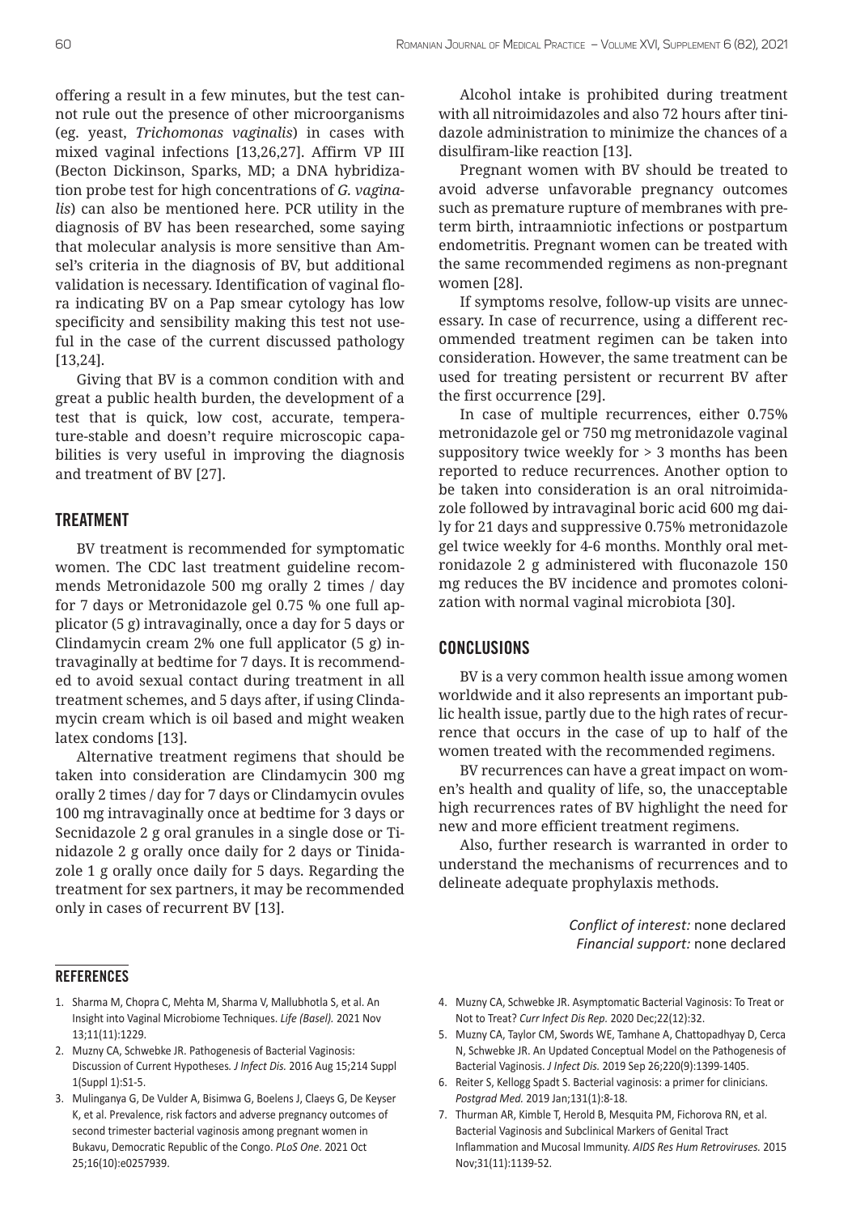offering a result in a few minutes, but the test cannot rule out the presence of other microorganisms (eg. yeast, *Trichomonas vaginalis*) in cases with mixed vaginal infections [13,26,27]. Affirm VP III (Becton Dickinson, Sparks, MD; a DNA hybridization probe test for high concentrations of *G. vaginalis*) can also be mentioned here. PCR utility in the diagnosis of BV has been researched, some saying that molecular analysis is more sensitive than Amsel's criteria in the diagnosis of BV, but additional validation is necessary. Identification of vaginal flora indicating BV on a Pap smear cytology has low specificity and sensibility making this test not useful in the case of the current discussed pathology [13,24].

Giving that BV is a common condition with and great a public health burden, the development of a test that is quick, low cost, accurate, temperature-stable and doesn't require microscopic capabilities is very useful in improving the diagnosis and treatment of BV [27].

## TREATMENT

BV treatment is recommended for symptomatic women. The CDC last treatment guideline recommends Metronidazole 500 mg orally 2 times / day for 7 days or Metronidazole gel 0.75 % one full applicator (5 g) intravaginally, once a day for 5 days or Clindamycin cream 2% one full applicator (5 g) intravaginally at bedtime for 7 days. It is recommended to avoid sexual contact during treatment in all treatment schemes, and 5 days after, if using Clindamycin cream which is oil based and might weaken latex condoms [13].

Alternative treatment regimens that should be taken into consideration are Clindamycin 300 mg orally 2 times / day for 7 days or Clindamycin ovules 100 mg intravaginally once at bedtime for 3 days or Secnidazole 2 g oral granules in a single dose or Tinidazole 2 g orally once daily for 2 days or Tinidazole 1 g orally once daily for 5 days. Regarding the treatment for sex partners, it may be recommended only in cases of recurrent BV [13].

Alcohol intake is prohibited during treatment with all nitroimidazoles and also 72 hours after tinidazole administration to minimize the chances of a disulfiram-like reaction [13].

Pregnant women with BV should be treated to avoid adverse unfavorable pregnancy outcomes such as premature rupture of membranes with preterm birth, intraamniotic infections or postpartum endometritis. Pregnant women can be treated with the same recommended regimens as non-pregnant women [28].

If symptoms resolve, follow-up visits are unnecessary. In case of recurrence, using a different recommended treatment regimen can be taken into consideration. However, the same treatment can be used for treating persistent or recurrent BV after the first occurrence [29].

In case of multiple recurrences, either 0.75% metronidazole gel or 750 mg metronidazole vaginal suppository twice weekly for > 3 months has been reported to reduce recurrences. Another option to be taken into consideration is an oral nitroimidazole followed by intravaginal boric acid 600 mg daily for 21 days and suppressive 0.75% metronidazole gel twice weekly for 4-6 months. Monthly oral metronidazole 2 g administered with fluconazole 150 mg reduces the BV incidence and promotes colonization with normal vaginal microbiota [30].

## CONCLUSIONS

BV is a very common health issue among women worldwide and it also represents an important public health issue, partly due to the high rates of recurrence that occurs in the case of up to half of the women treated with the recommended regimens.

BV recurrences can have a great impact on women's health and quality of life, so, the unacceptable high recurrences rates of BV highlight the need for new and more efficient treatment regimens.

Also, further research is warranted in order to understand the mechanisms of recurrences and to delineate adequate prophylaxis methods.

*Conflict of interest:* none declared
*Financial support:* none declared

## REFERENCES

1. Sharma M, Chopra C, Mehta M, Sharma V, Mallubhotla S, et al. An Insight into Vaginal Microbiome Techniques. *Life (Basel).* 2021 Nov 13;11(11):1229.
2. Muzny CA, Schwebke JR. Pathogenesis of Bacterial Vaginosis: Discussion of Current Hypotheses. *J Infect Dis.* 2016 Aug 15;214 Suppl 1(Suppl 1):S1-5.
3. Mulinganya G, De Vulder A, Bisimwa G, Boelens J, Claeys G, De Keyser K, et al. Prevalence, risk factors and adverse pregnancy outcomes of second trimester bacterial vaginosis among pregnant women in Bukavu, Democratic Republic of the Congo. *PLoS One*. 2021 Oct 25;16(10):e0257939.
4. Muzny CA, Schwebke JR. Asymptomatic Bacterial Vaginosis: To Treat or Not to Treat? *Curr Infect Dis Rep.* 2020 Dec;22(12):32.
5. Muzny CA, Taylor CM, Swords WE, Tamhane A, Chattopadhyay D, Cerca N, Schwebke JR. An Updated Conceptual Model on the Pathogenesis of Bacterial Vaginosis. *J Infect Dis.* 2019 Sep 26;220(9):1399-1405.
6. Reiter S, Kellogg Spadt S. Bacterial vaginosis: a primer for clinicians. *Postgrad Med.* 2019 Jan;131(1):8-18.
7. Thurman AR, Kimble T, Herold B, Mesquita PM, Fichorova RN, et al. Bacterial Vaginosis and Subclinical Markers of Genital Tract Inflammation and Mucosal Immunity. *AIDS Res Hum Retroviruses.* 2015 Nov;31(11):1139-52.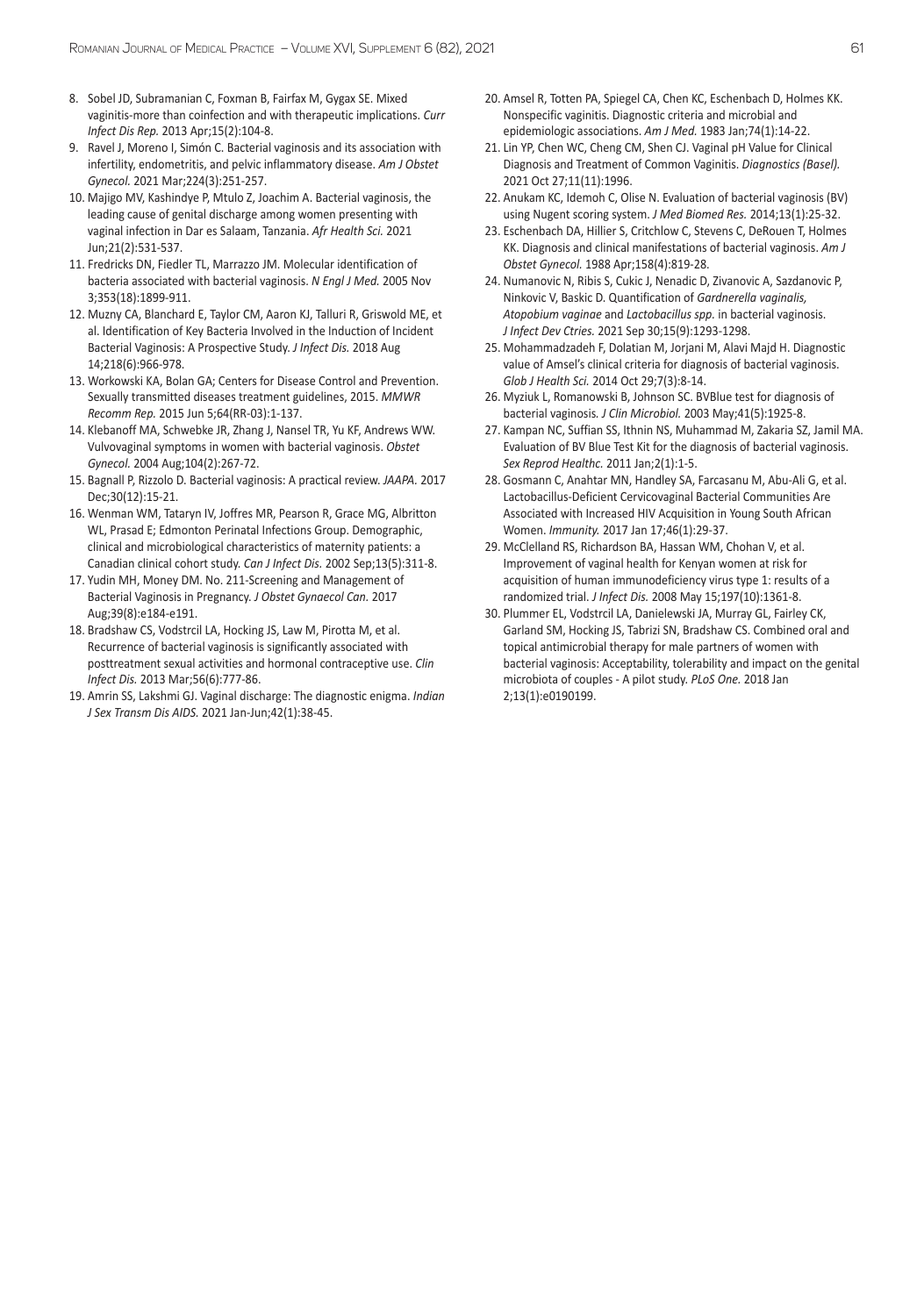8. Sobel JD, Subramanian C, Foxman B, Fairfax M, Gygax SE. Mixed vaginitis-more than coinfection and with therapeutic implications. *Curr Infect Dis Rep.* 2013 Apr;15(2):104-8.
9. Ravel J, Moreno I, Simón C. Bacterial vaginosis and its association with infertility, endometritis, and pelvic inflammatory disease. *Am J Obstet Gynecol.* 2021 Mar;224(3):251-257.
10. Majigo MV, Kashindye P, Mtulo Z, Joachim A. Bacterial vaginosis, the leading cause of genital discharge among women presenting with vaginal infection in Dar es Salaam, Tanzania. *Afr Health Sci.* 2021 Jun;21(2):531-537.
11. Fredricks DN, Fiedler TL, Marrazzo JM. Molecular identification of bacteria associated with bacterial vaginosis. *N Engl J Med.* 2005 Nov 3;353(18):1899-911.
12. Muzny CA, Blanchard E, Taylor CM, Aaron KJ, Talluri R, Griswold ME, et al. Identification of Key Bacteria Involved in the Induction of Incident Bacterial Vaginosis: A Prospective Study. *J Infect Dis.* 2018 Aug 14;218(6):966-978.
13. Workowski KA, Bolan GA; Centers for Disease Control and Prevention. Sexually transmitted diseases treatment guidelines, 2015. *MMWR Recomm Rep.* 2015 Jun 5;64(RR-03):1-137.
14. Klebanoff MA, Schwebke JR, Zhang J, Nansel TR, Yu KF, Andrews WW. Vulvovaginal symptoms in women with bacterial vaginosis. *Obstet Gynecol.* 2004 Aug;104(2):267-72.
15. Bagnall P, Rizzolo D. Bacterial vaginosis: A practical review. *JAAPA.* 2017 Dec;30(12):15-21.
16. Wenman WM, Tataryn IV, Joffres MR, Pearson R, Grace MG, Albritton WL, Prasad E; Edmonton Perinatal Infections Group. Demographic, clinical and microbiological characteristics of maternity patients: a Canadian clinical cohort study. *Can J Infect Dis.* 2002 Sep;13(5):311-8.
17. Yudin MH, Money DM. No. 211-Screening and Management of Bacterial Vaginosis in Pregnancy. *J Obstet Gynaecol Can.* 2017 Aug;39(8):e184-e191.
18. Bradshaw CS, Vodstrcil LA, Hocking JS, Law M, Pirotta M, et al. Recurrence of bacterial vaginosis is significantly associated with posttreatment sexual activities and hormonal contraceptive use. *Clin Infect Dis.* 2013 Mar;56(6):777-86.
19. Amrin SS, Lakshmi GJ. Vaginal discharge: The diagnostic enigma. *Indian J Sex Transm Dis AIDS.* 2021 Jan-Jun;42(1):38-45.
20. Amsel R, Totten PA, Spiegel CA, Chen KC, Eschenbach D, Holmes KK. Nonspecific vaginitis. Diagnostic criteria and microbial and epidemiologic associations. *Am J Med.* 1983 Jan;74(1):14-22.
21. Lin YP, Chen WC, Cheng CM, Shen CJ. Vaginal pH Value for Clinical Diagnosis and Treatment of Common Vaginitis. *Diagnostics (Basel).* 2021 Oct 27;11(11):1996.
22. Anukam KC, Idemoh C, Olise N. Evaluation of bacterial vaginosis (BV) using Nugent scoring system. *J Med Biomed Res.* 2014;13(1):25-32.
23. Eschenbach DA, Hillier S, Critchlow C, Stevens C, DeRouen T, Holmes KK. Diagnosis and clinical manifestations of bacterial vaginosis. *Am J Obstet Gynecol.* 1988 Apr;158(4):819-28.
24. Numanovic N, Ribis S, Cukic J, Nenadic D, Zivanovic A, Sazdanovic P, Ninkovic V, Baskic D. Quantification of *Gardnerella vaginalis, Atopobium vaginae* and *Lactobacillus spp.* in bacterial vaginosis. *J Infect Dev Ctries.* 2021 Sep 30;15(9):1293-1298.
25. Mohammadzadeh F, Dolatian M, Jorjani M, Alavi Majd H. Diagnostic value of Amsel's clinical criteria for diagnosis of bacterial vaginosis. *Glob J Health Sci.* 2014 Oct 29;7(3):8-14.
26. Myziuk L, Romanowski B, Johnson SC. BVBlue test for diagnosis of bacterial vaginosis. *J Clin Microbiol.* 2003 May;41(5):1925-8.
27. Kampan NC, Suffian SS, Ithnin NS, Muhammad M, Zakaria SZ, Jamil MA. Evaluation of BV Blue Test Kit for the diagnosis of bacterial vaginosis. *Sex Reprod Healthc.* 2011 Jan;2(1):1-5.
28. Gosmann C, Anahtar MN, Handley SA, Farcasanu M, Abu-Ali G, et al. Lactobacillus-Deficient Cervicovaginal Bacterial Communities Are Associated with Increased HIV Acquisition in Young South African Women. *Immunity.* 2017 Jan 17;46(1):29-37.
29. McClelland RS, Richardson BA, Hassan WM, Chohan V, et al. Improvement of vaginal health for Kenyan women at risk for acquisition of human immunodeficiency virus type 1: results of a randomized trial. *J Infect Dis.* 2008 May 15;197(10):1361-8.
30. Plummer EL, Vodstrcil LA, Danielewski JA, Murray GL, Fairley CK, Garland SM, Hocking JS, Tabrizi SN, Bradshaw CS. Combined oral and topical antimicrobial therapy for male partners of women with bacterial vaginosis: Acceptability, tolerability and impact on the genital microbiota of couples - A pilot study. *PLoS One.* 2018 Jan 2;13(1):e0190199.